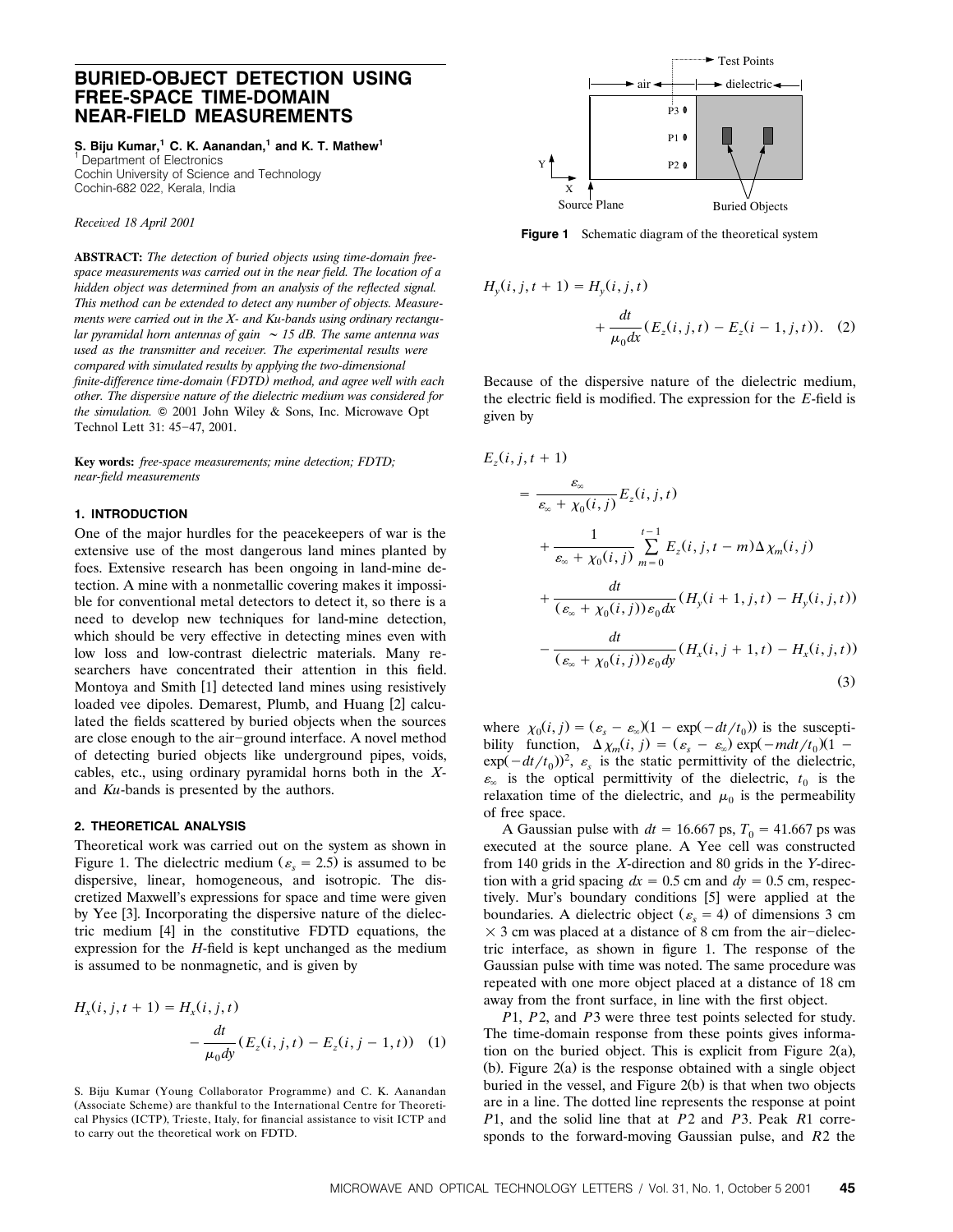# BURIED-OBJECT DETECTION USING FREE-SPACE TIME-DOMAIN NEAR-FIELD MEASUREMENTS

**S. Biju Kumar,[1] C. K. Aanandan,[1] and K. T. Mathew[1]**
[1] Department of Electronics
Cochin University of Science and Technology
Cochin-682 022, Kerala, India

*Received 18 April 2001*

**ABSTRACT:** *The detection of buried objects using time-domain free-space measurements was carried out in the near field. The location of a hidden object was determined from an analysis of the reflected signal. This method can be extended to detect any number of objects. Measurements were carried out in the X- and Ku-bands using ordinary rectangular pyramidal horn antennas of gain ~ 15 dB. The same antenna was used as the transmitter and receiver. The experimental results were compared with simulated results by applying the two-dimensional finite-difference time-domain (FDTD) method, and agree well with each other. The dispersive nature of the dielectric medium was considered for the simulation.* © 2001 John Wiley & Sons, Inc. Microwave Opt Technol Lett 31: 45–47, 2001.

**Key words:** *free-space measurements; mine detection; FDTD; near-field measurements*

## 1. INTRODUCTION

One of the major hurdles for the peacekeepers of war is the extensive use of the most dangerous land mines planted by foes. Extensive research has been ongoing in land-mine detection. A mine with a nonmetallic covering makes it impossible for conventional metal detectors to detect it, so there is a need to develop new techniques for land-mine detection, which should be very effective in detecting mines even with low loss and low-contrast dielectric materials. Many researchers have concentrated their attention in this field. Montoya and Smith [1] detected land mines using resistively loaded vee dipoles. Demarest, Plumb, and Huang [2] calculated the fields scattered by buried objects when the sources are close enough to the air–ground interface. A novel method of detecting buried objects like underground pipes, voids, cables, etc., using ordinary pyramidal horns both in the *X*- and *Ku*-bands is presented by the authors.

## 2. THEORETICAL ANALYSIS

Theoretical work was carried out on the system as shown in Figure 1. The dielectric medium ($\varepsilon_s = 2.5$) is assumed to be dispersive, linear, homogeneous, and isotropic. The discretized Maxwell's expressions for space and time were given by Yee [3]. Incorporating the dispersive nature of the dielectric medium [4] in the constitutive FDTD equations, the expression for the *H*-field is kept unchanged as the medium is assumed to be nonmagnetic, and is given by

$$H_x(i,j,t+1) = H_x(i,j,t) - \frac{dt}{\mu_0 dy}(E_z(i,j,t) - E_z(i,j-1,t)) \quad (1)$$

S. Biju Kumar (Young Collaborator Programme) and C. K. Aanandan (Associate Scheme) are thankful to the International Centre for Theoretical Physics (ICTP), Trieste, Italy, for financial assistance to visit ICTP and to carry out the theoretical work on FDTD.

**Figure 1** Schematic diagram of the theoretical system

$$H_y(i,j,t+1) = H_y(i,j,t) + \frac{dt}{\mu_0 dx}(E_z(i,j,t) - E_z(i-1,j,t)). \quad (2)$$

Because of the dispersive nature of the dielectric medium, the electric field is modified. The expression for the *E*-field is given by

$$\begin{aligned}
E_z(i,j,t+1) &= \frac{\varepsilon_\infty}{\varepsilon_\infty + \chi_0(i,j)} E_z(i,j,t) \\
&\quad + \frac{1}{\varepsilon_\infty + \chi_0(i,j)} \sum_{m=0}^{t-1} E_z(i,j,t-m)\Delta\chi_m(i,j) \\
&\quad + \frac{dt}{(\varepsilon_\infty + \chi_0(i,j))\varepsilon_0 dx}(H_y(i+1,j,t) - H_y(i,j,t)) \\
&\quad - \frac{dt}{(\varepsilon_\infty + \chi_0(i,j))\varepsilon_0 dy}(H_x(i,j+1,t) - H_x(i,j,t))
\end{aligned} \quad (3)$$

where $\chi_0(i,j) = (\varepsilon_s - \varepsilon_\infty)(1 - \exp(-dt/t_0))$ is the susceptibility function, $\Delta\chi_m(i,j) = (\varepsilon_s - \varepsilon_\infty)\exp(-mdt/t_0)(1 - \exp(-dt/t_0))^2$, $\varepsilon_s$ is the static permittivity of the dielectric, $\varepsilon_\infty$ is the optical permittivity of the dielectric, $t_0$ is the relaxation time of the dielectric, and $\mu_0$ is the permeability of free space.

A Gaussian pulse with $dt = 16.667$ ps, $T_0 = 41.667$ ps was executed at the source plane. A Yee cell was constructed from 140 grids in the *X*-direction and 80 grids in the *Y*-direction with a grid spacing $dx = 0.5$ cm and $dy = 0.5$ cm, respectively. Mur's boundary conditions [5] were applied at the boundaries. A dielectric object ($\varepsilon_s = 4$) of dimensions 3 cm × 3 cm was placed at a distance of 8 cm from the air–dielectric interface, as shown in figure 1. The response of the Gaussian pulse with time was noted. The same procedure was repeated with one more object placed at a distance of 18 cm away from the front surface, in line with the first object.

$P1$, $P2$, and $P3$ were three test points selected for study. The time-domain response from these points gives information on the buried object. This is explicit from Figure 2(a), (b). Figure 2(a) is the response obtained with a single object buried in the vessel, and Figure 2(b) is that when two objects are in a line. The dotted line represents the response at point $P1$, and the solid line that at $P2$ and $P3$. Peak $R1$ corresponds to the forward-moving Gaussian pulse, and $R2$ the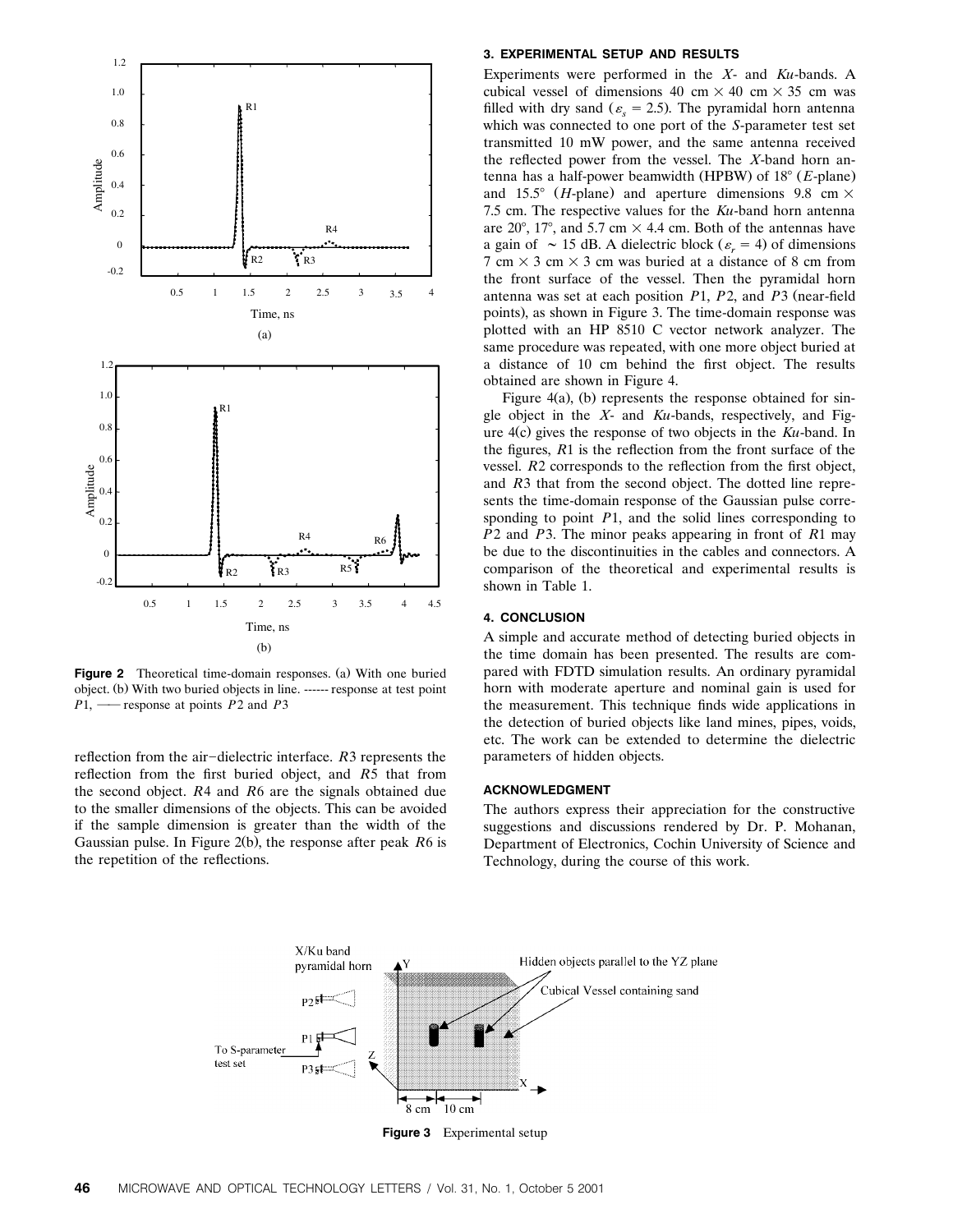Figure 2 Theoretical time-domain responses. (a) With one buried object. (b) With two buried objects in line. ------ response at test point $P1$, —— response at points $P2$ and $P3$

reflection from the air–dielectric interface. $R3$ represents the reflection from the first buried object, and $R5$ that from the second object. $R4$ and $R6$ are the signals obtained due to the smaller dimensions of the objects. This can be avoided if the sample dimension is greater than the width of the Gaussian pulse. In Figure 2(b), the response after peak $R6$ is the repetition of the reflections.

## 3. EXPERIMENTAL SETUP AND RESULTS

Experiments were performed in the *X*- and *Ku*-bands. A cubical vessel of dimensions 40 cm × 40 cm × 35 cm was filled with dry sand ($\varepsilon_s = 2.5$). The pyramidal horn antenna which was connected to one port of the *S*-parameter test set transmitted 10 mW power, and the same antenna received the reflected power from the vessel. The *X*-band horn antenna has a half-power beamwidth (HPBW) of 18° (*E*-plane) and 15.5° (*H*-plane) and aperture dimensions 9.8 cm × 7.5 cm. The respective values for the *Ku*-band horn antenna are 20°, 17°, and 5.7 cm × 4.4 cm. Both of the antennas have a gain of ∼ 15 dB. A dielectric block ($\varepsilon_r = 4$) of dimensions 7 cm × 3 cm × 3 cm was buried at a distance of 8 cm from the front surface of the vessel. Then the pyramidal horn antenna was set at each position $P1$, $P2$, and $P3$ (near-field points), as shown in Figure 3. The time-domain response was plotted with an HP 8510 C vector network analyzer. The same procedure was repeated, with one more object buried at a distance of 10 cm behind the first object. The results obtained are shown in Figure 4.

Figure 4(a), (b) represents the response obtained for single object in the *X*- and *Ku*-bands, respectively, and Figure 4(c) gives the response of two objects in the *Ku*-band. In the figures, $R1$ is the reflection from the front surface of the vessel. $R2$ corresponds to the reflection from the first object, and $R3$ that from the second object. The dotted line represents the time-domain response of the Gaussian pulse corresponding to point $P1$, and the solid lines corresponding to $P2$ and $P3$. The minor peaks appearing in front of $R1$ may be due to the discontinuities in the cables and connectors. A comparison of the theoretical and experimental results is shown in Table 1.

## 4. CONCLUSION

A simple and accurate method of detecting buried objects in the time domain has been presented. The results are compared with FDTD simulation results. An ordinary pyramidal horn with moderate aperture and nominal gain is used for the measurement. This technique finds wide applications in the detection of buried objects like land mines, pipes, voids, etc. The work can be extended to determine the dielectric parameters of hidden objects.

## ACKNOWLEDGMENT

The authors express their appreciation for the constructive suggestions and discussions rendered by Dr. P. Mohanan, Department of Electronics, Cochin University of Science and Technology, during the course of this work.

Figure 3 Experimental setup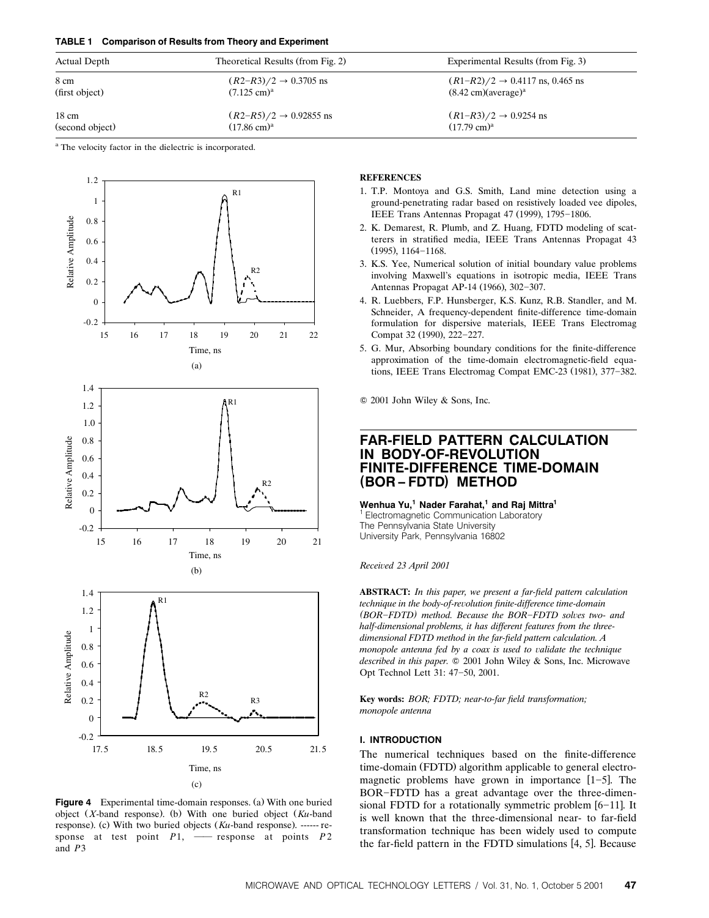**TABLE 1 Comparison of Results from Theory and Experiment**

| Actual Depth | Theoretical Results (from Fig. 2) | Experimental Results (from Fig. 3) |
|---|---|---|
| 8 cm (first object) | $(R2-R3)/2 \rightarrow 0.3705$ ns (7.125 cm)[a] | $(R1-R2)/2 \rightarrow 0.4117$ ns, 0.465 ns (8.42 cm)(average)[a] |
| 18 cm (second object) | $(R2-R5)/2 \rightarrow 0.92855$ ns (17.86 cm)[a] | $(R1-R3)/2 \rightarrow 0.9254$ ns (17.79 cm)[a] |

[a] The velocity factor in the dielectric is incorporated.

1.2
1
0.8
0.6
0.4
0.2
0
-0.2
Relative Amplitude
R1
R2
15 16 17 18 19 20 21 22
Time, ns
(a)

1.4
1.2
1.0
0.8
0.6
0.4
0.2
0
-0.2
Relative Amplitude
R1
R2
15 16 17 18 19 20 21
Time, ns
(b)

1.4
1.2
1
0.8
0.6
0.4
0.2
0
-0.2
Relative Amplitude
R1
R2
R3
17.5 18.5 19.5 20.5 21.5
Time, ns
(c)

**Figure 4** Experimental time-domain responses. (a) With one buried object (*X*-band response). (b) With one buried object (*Ku*-band response). (c) With two buried objects (*Ku*-band response). ------ response at test point $P1$, —— response at points $P2$ and $P3$

**REFERENCES**

1. T.P. Montoya and G.S. Smith, Land mine detection using a ground-penetrating radar based on resistively loaded vee dipoles, IEEE Trans Antennas Propagat 47 (1999), 1795–1806.
2. K. Demarest, R. Plumb, and Z. Huang, FDTD modeling of scatterers in stratified media, IEEE Trans Antennas Propagat 43 (1995), 1164–1168.
3. K.S. Yee, Numerical solution of initial boundary value problems involving Maxwell's equations in isotropic media, IEEE Trans Antennas Propagat AP-14 (1966), 302–307.
4. R. Luebbers, F.P. Hunsberger, K.S. Kunz, R.B. Standler, and M. Schneider, A frequency-dependent finite-difference time-domain formulation for dispersive materials, IEEE Trans Electromag Compat 32 (1990), 222–227.
5. G. Mur, Absorbing boundary conditions for the finite-difference approximation of the time-domain electromagnetic-field equations, IEEE Trans Electromag Compat EMC-23 (1981), 377–382.

© 2001 John Wiley & Sons, Inc.

# FAR-FIELD PATTERN CALCULATION IN BODY-OF-REVOLUTION FINITE-DIFFERENCE TIME-DOMAIN (BOR–FDTD) METHOD

**Wenhua Yu,[1] Nader Farahat,[1] and Raj Mittra[1]**
[1] Electromagnetic Communication Laboratory
The Pennsylvania State University
University Park, Pennsylvania 16802

*Received 23 April 2001*

**ABSTRACT:** *In this paper, we present a far-field pattern calculation technique in the body-of-revolution finite-difference time-domain (BOR–FDTD) method. Because the BOR–FDTD solves two- and half-dimensional problems, it has different features from the three-dimensional FDTD method in the far-field pattern calculation. A monopole antenna fed by a coax is used to validate the technique described in this paper.* © 2001 John Wiley & Sons, Inc. Microwave Opt Technol Lett 31: 47–50, 2001.

**Key words:** *BOR; FDTD; near-to-far field transformation; monopole antenna*

## I. INTRODUCTION

The numerical techniques based on the finite-difference time-domain (FDTD) algorithm applicable to general electromagnetic problems have grown in importance [1–5]. The BOR–FDTD has a great advantage over the three-dimensional FDTD for a rotationally symmetric problem [6–11]. It is well known that the three-dimensional near- to far-field transformation technique has been widely used to compute the far-field pattern in the FDTD simulations [4, 5]. Because